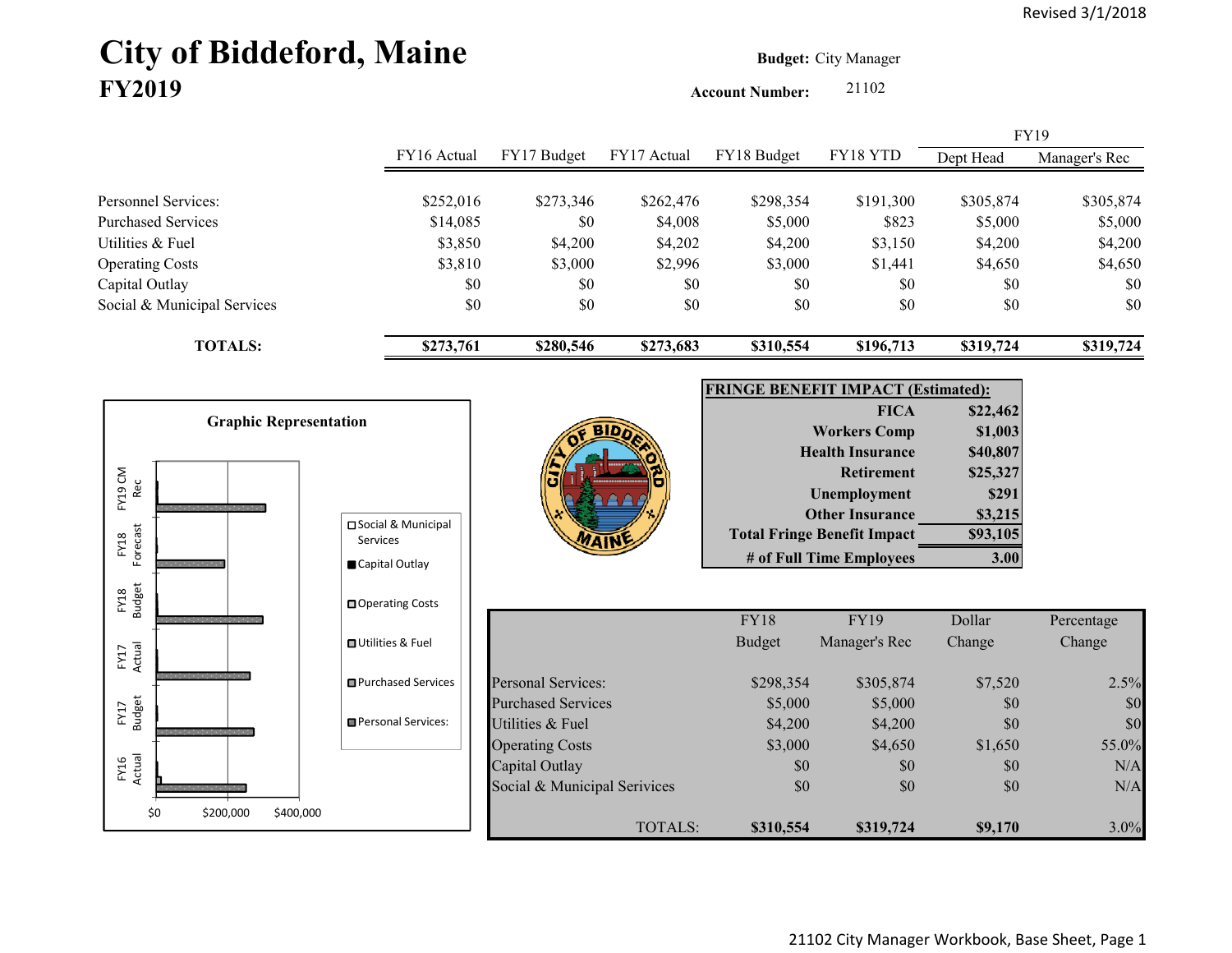Revised 3/1/2018

# City of Biddeford, Maine
## FY2019

**Budget:** City Manager

**Account Number:** 21102

| | FY16 Actual | FY17 Budget | FY17 Actual | FY18 Budget | FY18 YTD | FY19 Dept Head | FY19 Manager's Rec |
|---|---|---|---|---|---|---|---|
| Personnel Services: | $252,016 | $273,346 | $262,476 | $298,354 | $191,300 | $305,874 | $305,874 |
| Purchased Services | $14,085 | $0 | $4,008 | $5,000 | $823 | $5,000 | $5,000 |
| Utilities & Fuel | $3,850 | $4,200 | $4,202 | $4,200 | $3,150 | $4,200 | $4,200 |
| Operating Costs | $3,810 | $3,000 | $2,996 | $3,000 | $1,441 | $4,650 | $4,650 |
| Capital Outlay | $0 | $0 | $0 | $0 | $0 | $0 | $0 |
| Social & Municipal Services | $0 | $0 | $0 | $0 | $0 | $0 | $0 |
| **TOTALS:** | **$273,761** | **$280,546** | **$273,683** | **$310,554** | **$196,713** | **$319,724** | **$319,724** |

**Graphic Representation**

| **FRINGE BENEFIT IMPACT (Estimated):** | |
|---|---|
| **FICA** | **$22,462** |
| **Workers Comp** | **$1,003** |
| **Health Insurance** | **$40,807** |
| **Retirement** | **$25,327** |
| **Unemployment** | **$291** |
| **Other Insurance** | **$3,215** |
| **Total Fringe Benefit Impact** | **$93,105** |
| **# of Full Time Employees** | **3.00** |

| | FY18 Budget | FY19 Manager's Rec | Dollar Change | Percentage Change |
|---|---|---|---|---|
| Personal Services: | $298,354 | $305,874 | $7,520 | 2.5% |
| Purchased Services | $5,000 | $5,000 | $0 | $0 |
| Utilities & Fuel | $4,200 | $4,200 | $0 | $0 |
| Operating Costs | $3,000 | $4,650 | $1,650 | 55.0% |
| Capital Outlay | $0 | $0 | $0 | N/A |
| Social & Municipal Services | $0 | $0 | $0 | N/A |
| TOTALS: | **$310,554** | **$319,724** | **$9,170** | 3.0% |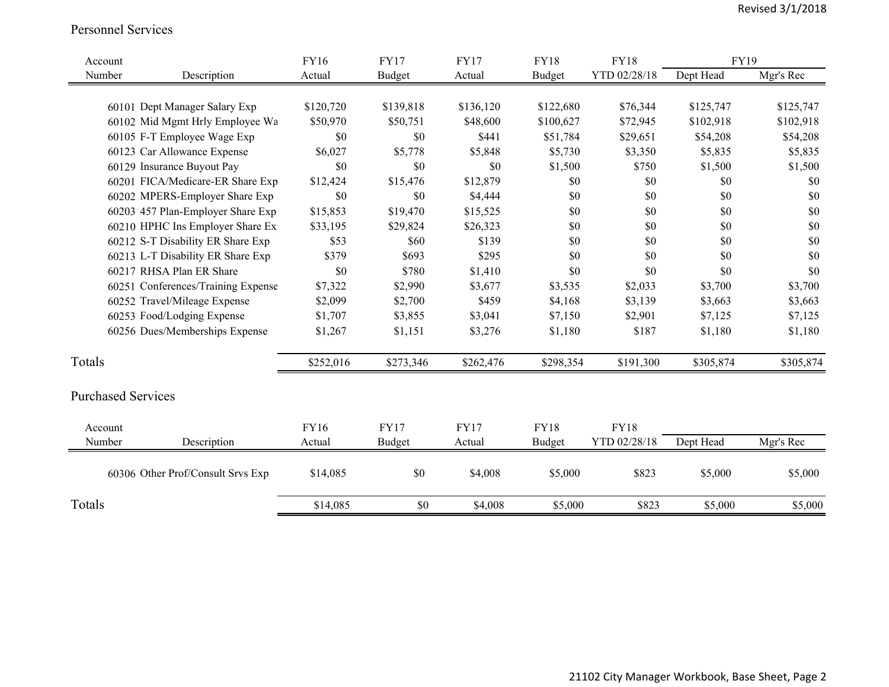Revised 3/1/2018

## Personnel Services

| Account Number | Description | FY16 Actual | FY17 Budget | FY17 Actual | FY18 Budget | FY18 YTD 02/28/18 | FY19 Dept Head | FY19 Mgr's Rec |
|---|---|---|---|---|---|---|---|---|
| 60101 | Dept Manager Salary Exp | $120,720 | $139,818 | $136,120 | $122,680 | $76,344 | $125,747 | $125,747 |
| 60102 | Mid Mgmt Hrly Employee Wa | $50,970 | $50,751 | $48,600 | $100,627 | $72,945 | $102,918 | $102,918 |
| 60105 | F-T Employee Wage Exp | $0 | $0 | $441 | $51,784 | $29,651 | $54,208 | $54,208 |
| 60123 | Car Allowance Expense | $6,027 | $5,778 | $5,848 | $5,730 | $3,350 | $5,835 | $5,835 |
| 60129 | Insurance Buyout Pay | $0 | $0 | $0 | $1,500 | $750 | $1,500 | $1,500 |
| 60201 | FICA/Medicare-ER Share Exp | $12,424 | $15,476 | $12,879 | $0 | $0 | $0 | $0 |
| 60202 | MPERS-Employer Share Exp | $0 | $0 | $4,444 | $0 | $0 | $0 | $0 |
| 60203 | 457 Plan-Employer Share Exp | $15,853 | $19,470 | $15,525 | $0 | $0 | $0 | $0 |
| 60210 | HPHC Ins Employer Share Ex | $33,195 | $29,824 | $26,323 | $0 | $0 | $0 | $0 |
| 60212 | S-T Disability ER Share Exp | $53 | $60 | $139 | $0 | $0 | $0 | $0 |
| 60213 | L-T Disability ER Share Exp | $379 | $693 | $295 | $0 | $0 | $0 | $0 |
| 60217 | RHSA Plan ER Share | $0 | $780 | $1,410 | $0 | $0 | $0 | $0 |
| 60251 | Conferences/Training Expense | $7,322 | $2,990 | $3,677 | $3,535 | $2,033 | $3,700 | $3,700 |
| 60252 | Travel/Mileage Expense | $2,099 | $2,700 | $459 | $4,168 | $3,139 | $3,663 | $3,663 |
| 60253 | Food/Lodging Expense | $1,707 | $3,855 | $3,041 | $7,150 | $2,901 | $7,125 | $7,125 |
| 60256 | Dues/Memberships Expense | $1,267 | $1,151 | $3,276 | $1,180 | $187 | $1,180 | $1,180 |
| **Totals** | | $252,016 | $273,346 | $262,476 | $298,354 | $191,300 | $305,874 | $305,874 |

## Purchased Services

| Account Number | Description | FY16 Actual | FY17 Budget | FY17 Actual | FY18 Budget | FY18 YTD 02/28/18 | Dept Head | Mgr's Rec |
|---|---|---|---|---|---|---|---|---|
| 60306 | Other Prof/Consult Srvs Exp | $14,085 | $0 | $4,008 | $5,000 | $823 | $5,000 | $5,000 |
| **Totals** | | $14,085 | $0 | $4,008 | $5,000 | $823 | $5,000 | $5,000 |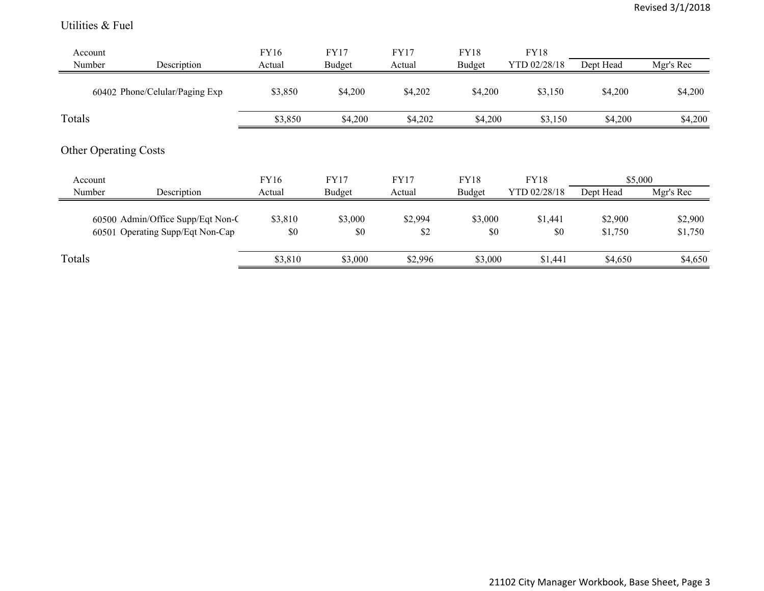## Utilities & Fuel

| Account Number | Description | FY16 Actual | FY17 Budget | FY17 Actual | FY18 Budget | FY18 YTD 02/28/18 | Dept Head | Mgr's Rec |
|---|---|---|---|---|---|---|---|---|
| 60402 | Phone/Celular/Paging Exp | $3,850 | $4,200 | $4,202 | $4,200 | $3,150 | $4,200 | $4,200 |
| **Totals** | | $3,850 | $4,200 | $4,202 | $4,200 | $3,150 | $4,200 | $4,200 |

## Other Operating Costs

| Account Number | Description | FY16 Actual | FY17 Budget | FY17 Actual | FY18 Budget | FY18 YTD 02/28/18 | $5,000 | |
|---|---|---|---|---|---|---|---|---|
| | | | | | | | Dept Head | Mgr's Rec |
| 60500 | Admin/Office Supp/Eqt Non-C | $3,810 | $3,000 | $2,994 | $3,000 | $1,441 | $2,900 | $2,900 |
| 60501 | Operating Supp/Eqt Non-Cap | $0 | $0 | $2 | $0 | $0 | $1,750 | $1,750 |
| **Totals** | | $3,810 | $3,000 | $2,996 | $3,000 | $1,441 | $4,650 | $4,650 |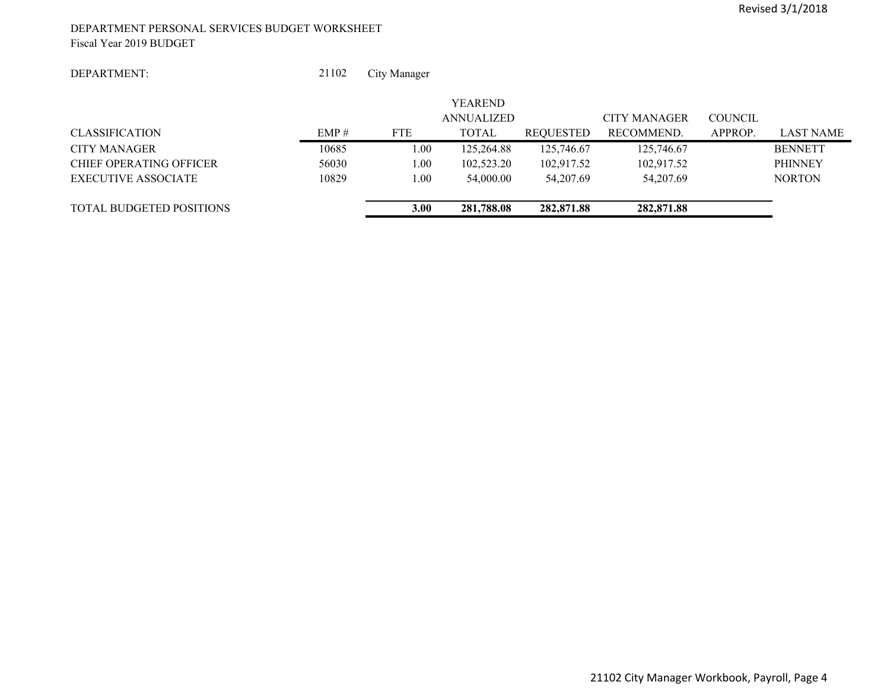DEPARTMENT PERSONAL SERVICES BUDGET WORKSHEET
Fiscal Year 2019 BUDGET

DEPARTMENT: 21102 City Manager

| CLASSIFICATION | EMP # | FTE | YEAREND ANNUALIZED TOTAL | REQUESTED | CITY MANAGER RECOMMEND. | COUNCIL APPROP. | LAST NAME |
|---|---|---|---|---|---|---|---|
| CITY MANAGER | 10685 | 1.00 | 125,264.88 | 125,746.67 | 125,746.67 | | BENNETT |
| CHIEF OPERATING OFFICER | 56030 | 1.00 | 102,523.20 | 102,917.52 | 102,917.52 | | PHINNEY |
| EXECUTIVE ASSOCIATE | 10829 | 1.00 | 54,000.00 | 54,207.69 | 54,207.69 | | NORTON |
| TOTAL BUDGETED POSITIONS | | **3.00** | **281,788.08** | **282,871.88** | **282,871.88** | | |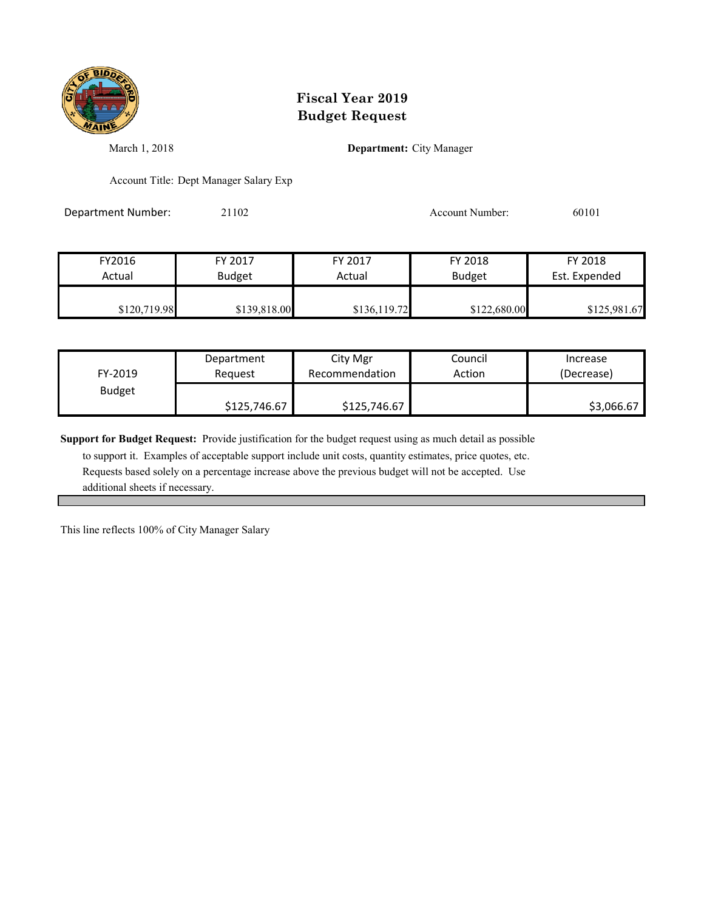# Fiscal Year 2019
# Budget Request

March 1, 2018

**Department:** City Manager

Account Title: Dept Manager Salary Exp

Department Number: 21102

Account Number: 60101

| FY2016 Actual | FY 2017 Budget | FY 2017 Actual | FY 2018 Budget | FY 2018 Est. Expended |
|---|---|---|---|---|
| $120,719.98 | $139,818.00 | $136,119.72 | $122,680.00 | $125,981.67 |

| FY-2019 Budget | Department Request | City Mgr Recommendation | Council Action | Increase (Decrease) |
|---|---|---|---|---|
| | $125,746.67 | $125,746.67 | | $3,066.67 |

**Support for Budget Request:** Provide justification for the budget request using as much detail as possible to support it. Examples of acceptable support include unit costs, quantity estimates, price quotes, etc. Requests based solely on a percentage increase above the previous budget will not be accepted. Use additional sheets if necessary.

This line reflects 100% of City Manager Salary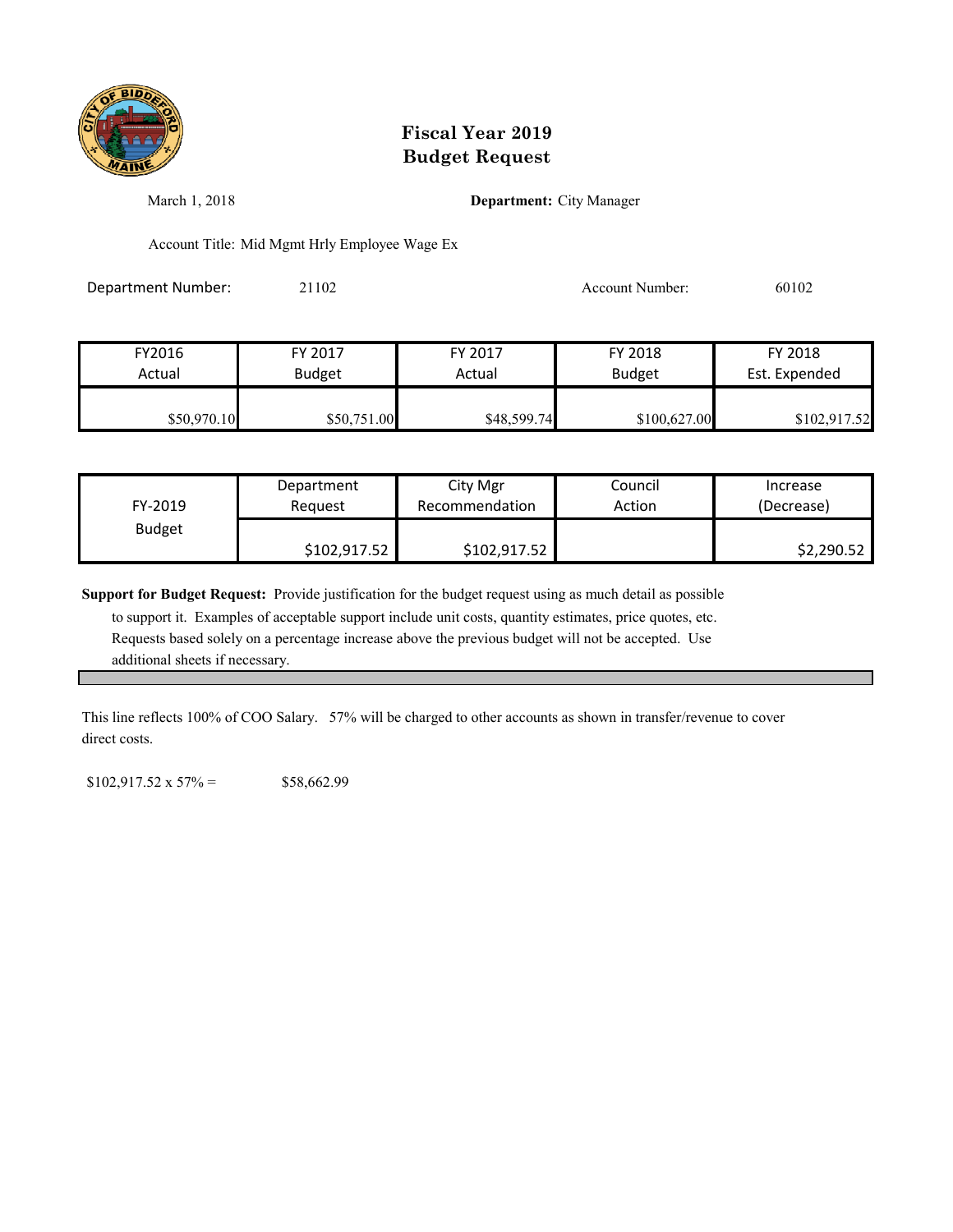# Fiscal Year 2019
# Budget Request

March 1, 2018

**Department:** City Manager

Account Title: Mid Mgmt Hrly Employee Wage Ex

Department Number: 21102

Account Number: 60102

| FY2016 Actual | FY 2017 Budget | FY 2017 Actual | FY 2018 Budget | FY 2018 Est. Expended |
|---|---|---|---|---|
| $50,970.10 | $50,751.00 | $48,599.74 | $100,627.00 | $102,917.52 |

| FY-2019 Budget | Department Request | City Mgr Recommendation | Council Action | Increase (Decrease) |
|---|---|---|---|---|
| | $102,917.52 | $102,917.52 | | $2,290.52 |

**Support for Budget Request:** Provide justification for the budget request using as much detail as possible to support it. Examples of acceptable support include unit costs, quantity estimates, price quotes, etc. Requests based solely on a percentage increase above the previous budget will not be accepted. Use additional sheets if necessary.

This line reflects 100% of COO Salary. 57% will be charged to other accounts as shown in transfer/revenue to cover direct costs.

$102,917.52 x 57% = $58,662.99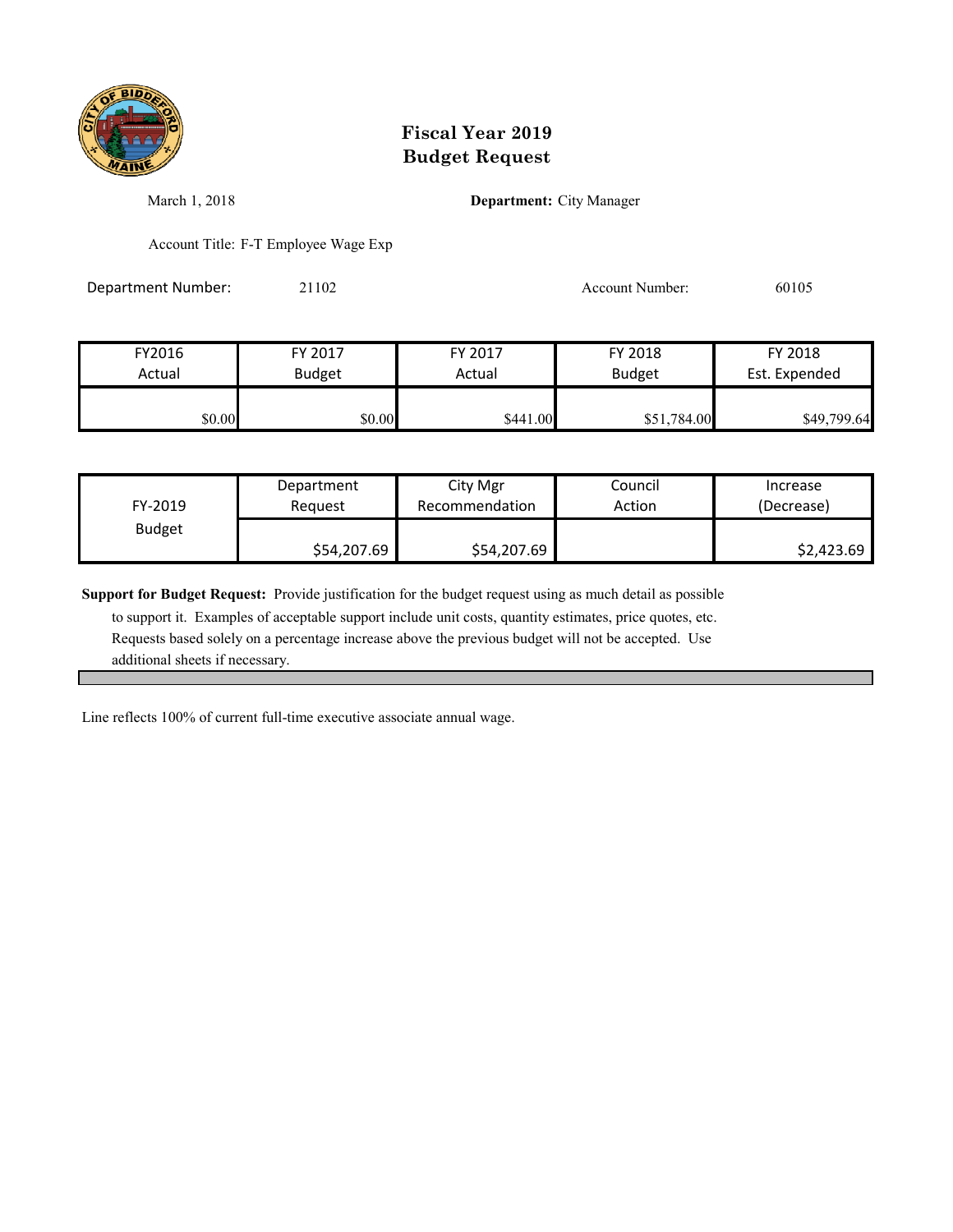# Fiscal Year 2019
# Budget Request

March 1, 2018

**Department:** City Manager

Account Title: F-T Employee Wage Exp

Department Number: 21102

Account Number: 60105

| FY2016 Actual | FY 2017 Budget | FY 2017 Actual | FY 2018 Budget | FY 2018 Est. Expended |
|---|---|---|---|---|
| $0.00 | $0.00 | $441.00 | $51,784.00 | $49,799.64 |

| FY-2019 Budget | Department Request | City Mgr Recommendation | Council Action | Increase (Decrease) |
|---|---|---|---|---|
| | $54,207.69 | $54,207.69 | | $2,423.69 |

**Support for Budget Request:** Provide justification for the budget request using as much detail as possible to support it. Examples of acceptable support include unit costs, quantity estimates, price quotes, etc. Requests based solely on a percentage increase above the previous budget will not be accepted. Use additional sheets if necessary.

Line reflects 100% of current full-time executive associate annual wage.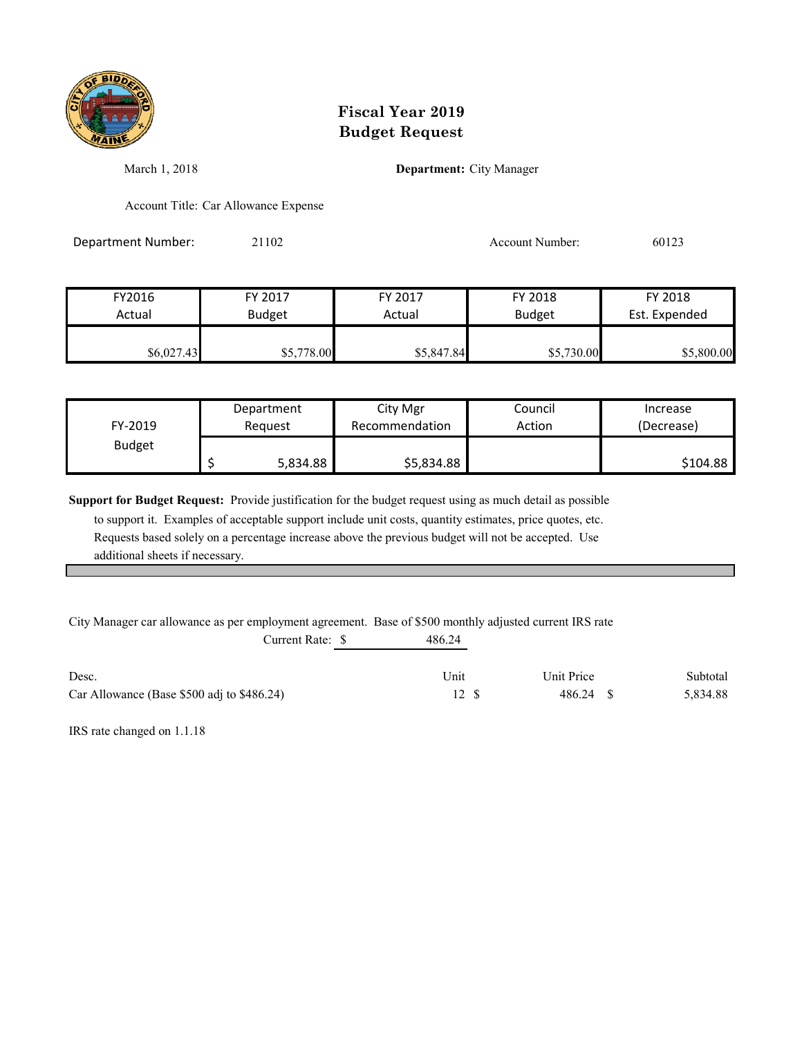# Fiscal Year 2019
# Budget Request

March 1, 2018

**Department:** City Manager

Account Title: Car Allowance Expense

Department Number: 21102

Account Number: 60123

| FY2016 Actual | FY 2017 Budget | FY 2017 Actual | FY 2018 Budget | FY 2018 Est. Expended |
|---|---|---|---|---|
| $6,027.43 | $5,778.00 | $5,847.84 | $5,730.00 | $5,800.00 |

| FY-2019 Budget | Department Request | City Mgr Recommendation | Council Action | Increase (Decrease) |
|---|---|---|---|---|
| | $ 5,834.88 | $5,834.88 | | $104.88 |

**Support for Budget Request:** Provide justification for the budget request using as much detail as possible to support it. Examples of acceptable support include unit costs, quantity estimates, price quotes, etc. Requests based solely on a percentage increase above the previous budget will not be accepted. Use additional sheets if necessary.

City Manager car allowance as per employment agreement. Base of $500 monthly adjusted current IRS rate

Current Rate: $ 486.24

| Desc. | Unit | Unit Price | Subtotal |
|---|---|---|---|
| Car Allowance (Base $500 adj to $486.24) | 12 | $ 486.24 | $ 5,834.88 |

IRS rate changed on 1.1.18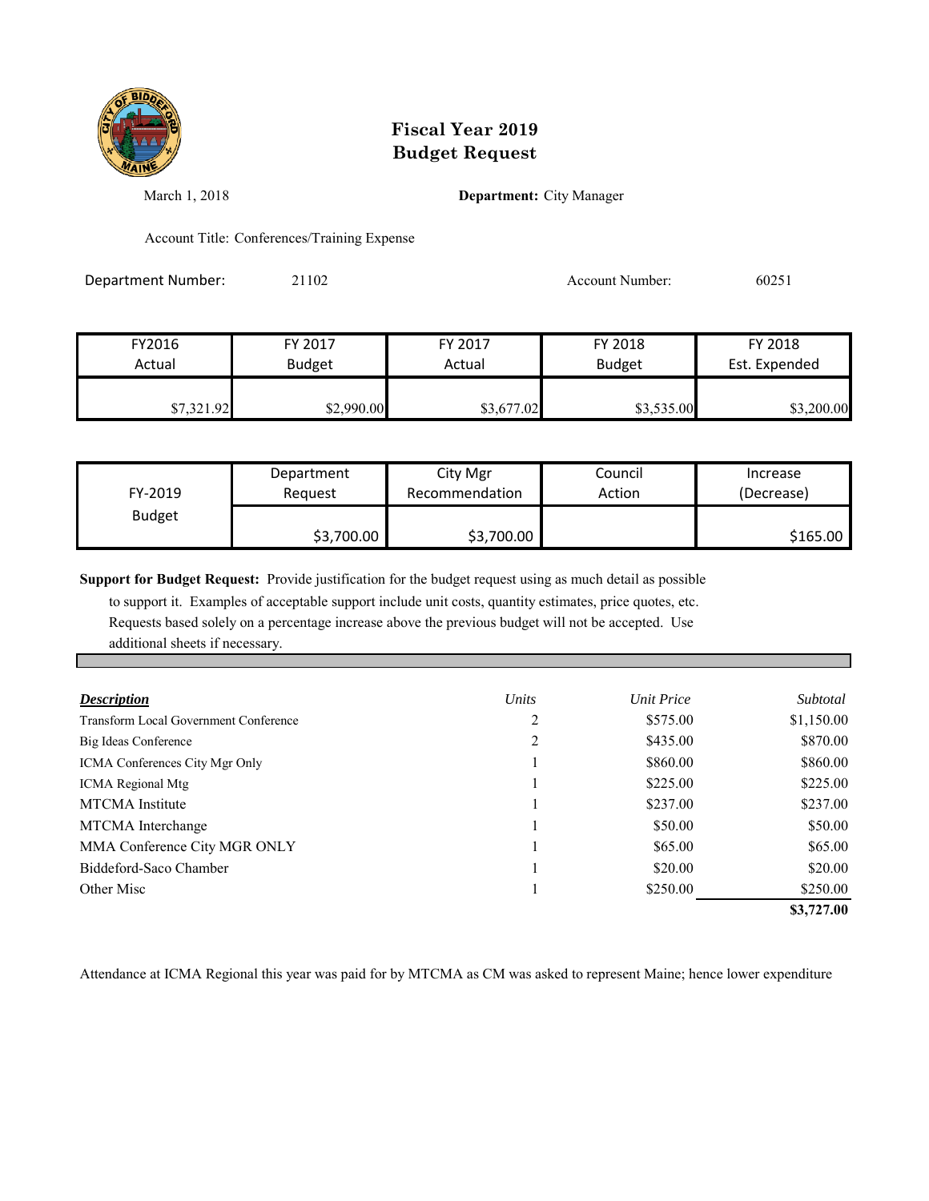# Fiscal Year 2019
# Budget Request

March 1, 2018

**Department:** City Manager

Account Title: Conferences/Training Expense

Department Number: 21102

Account Number: 60251

| FY2016 Actual | FY 2017 Budget | FY 2017 Actual | FY 2018 Budget | FY 2018 Est. Expended |
|---|---|---|---|---|
| $7,321.92 | $2,990.00 | $3,677.02 | $3,535.00 | $3,200.00 |

| FY-2019 Budget | Department Request | City Mgr Recommendation | Council Action | Increase (Decrease) |
|---|---|---|---|---|
| | $3,700.00 | $3,700.00 | | $165.00 |

**Support for Budget Request:** Provide justification for the budget request using as much detail as possible to support it. Examples of acceptable support include unit costs, quantity estimates, price quotes, etc. Requests based solely on a percentage increase above the previous budget will not be accepted. Use additional sheets if necessary.

| ***Description*** | *Units* | *Unit Price* | *Subtotal* |
|---|---|---|---|
| Transform Local Government Conference | 2 | $575.00 | $1,150.00 |
| Big Ideas Conference | 2 | $435.00 | $870.00 |
| ICMA Conferences City Mgr Only | 1 | $860.00 | $860.00 |
| ICMA Regional Mtg | 1 | $225.00 | $225.00 |
| MTCMA Institute | 1 | $237.00 | $237.00 |
| MTCMA Interchange | 1 | $50.00 | $50.00 |
| MMA Conference City MGR ONLY | 1 | $65.00 | $65.00 |
| Biddeford-Saco Chamber | 1 | $20.00 | $20.00 |
| Other Misc | 1 | $250.00 | $250.00 |
| | | | **$3,727.00** |

Attendance at ICMA Regional this year was paid for by MTCMA as CM was asked to represent Maine; hence lower expenditure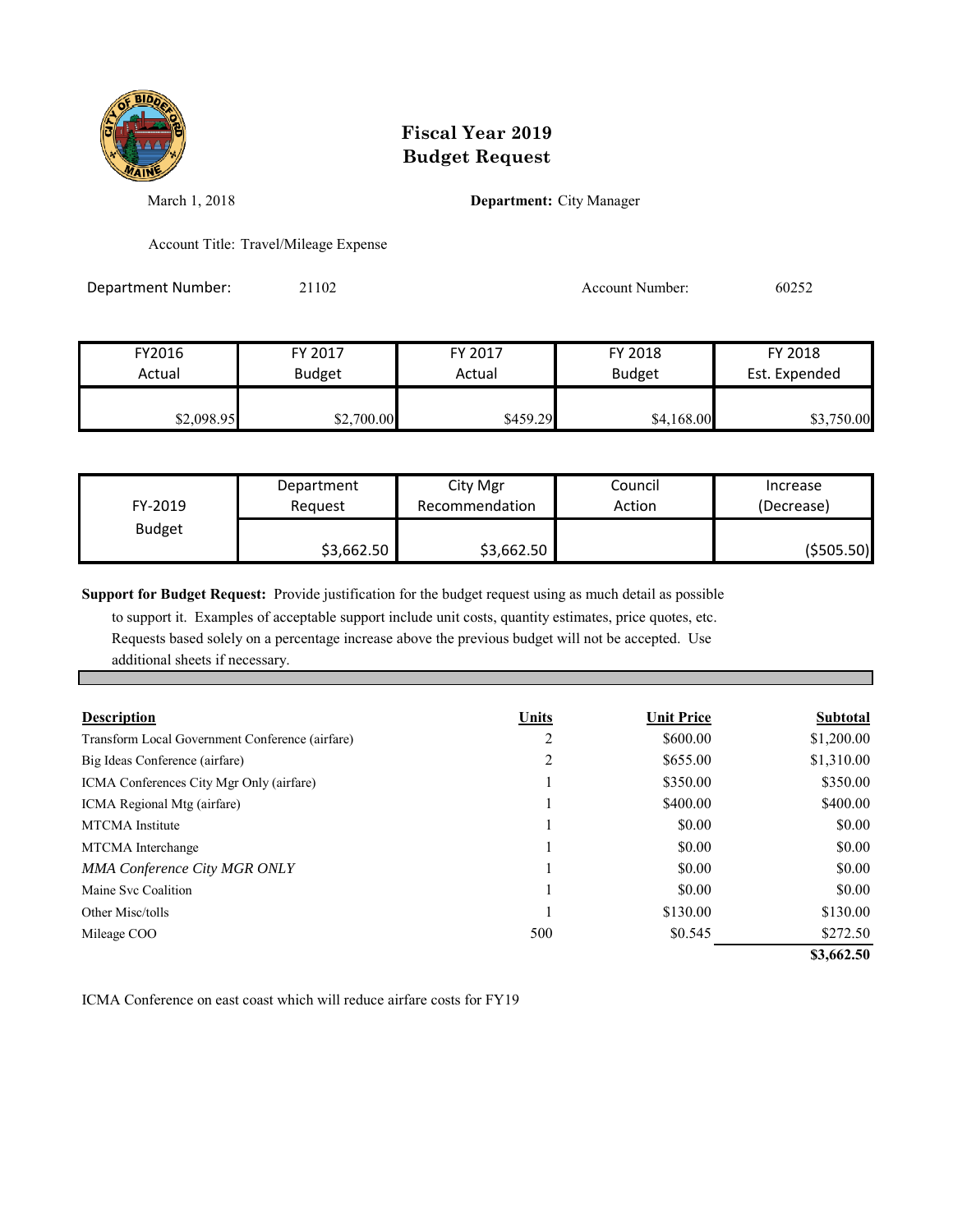# Fiscal Year 2019
# Budget Request

March 1, 2018

**Department:** City Manager

Account Title: Travel/Mileage Expense

Department Number: 21102

Account Number: 60252

| FY2016 Actual | FY 2017 Budget | FY 2017 Actual | FY 2018 Budget | FY 2018 Est. Expended |
|---|---|---|---|---|
| $2,098.95 | $2,700.00 | $459.29 | $4,168.00 | $3,750.00 |

| FY-2019 Budget | Department Request | City Mgr Recommendation | Council Action | Increase (Decrease) |
|---|---|---|---|---|
| | $3,662.50 | $3,662.50 | | ($505.50) |

**Support for Budget Request:** Provide justification for the budget request using as much detail as possible to support it. Examples of acceptable support include unit costs, quantity estimates, price quotes, etc. Requests based solely on a percentage increase above the previous budget will not be accepted. Use additional sheets if necessary.

| Description | Units | Unit Price | Subtotal |
|---|---|---|---|
| Transform Local Government Conference (airfare) | 2 | $600.00 | $1,200.00 |
| Big Ideas Conference (airfare) | 2 | $655.00 | $1,310.00 |
| ICMA Conferences City Mgr Only (airfare) | 1 | $350.00 | $350.00 |
| ICMA Regional Mtg (airfare) | 1 | $400.00 | $400.00 |
| MTCMA Institute | 1 | $0.00 | $0.00 |
| MTCMA Interchange | 1 | $0.00 | $0.00 |
| *MMA Conference City MGR ONLY* | 1 | $0.00 | $0.00 |
| Maine Svc Coalition | 1 | $0.00 | $0.00 |
| Other Misc/tolls | 1 | $130.00 | $130.00 |
| Mileage COO | 500 | $0.545 | $272.50 |
| | | | **$3,662.50** |

ICMA Conference on east coast which will reduce airfare costs for FY19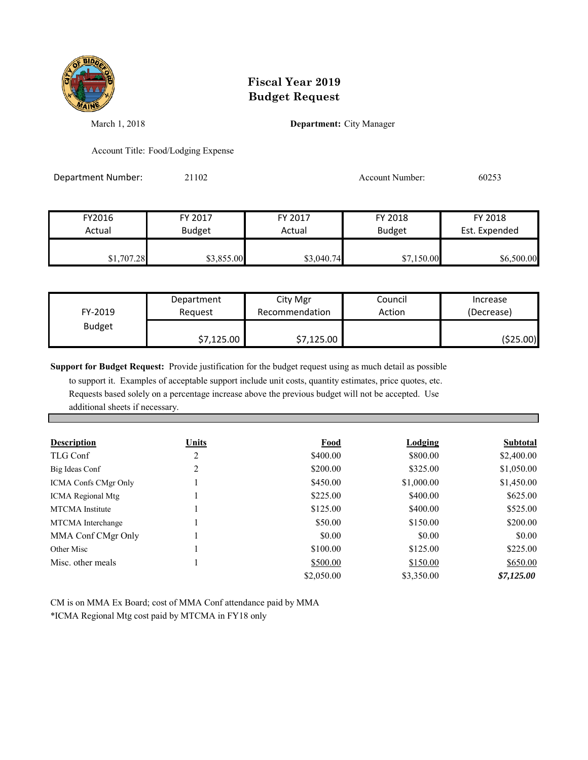# Fiscal Year 2019
# Budget Request

March 1, 2018

**Department:** City Manager

Account Title: Food/Lodging Expense

Department Number: 21102

Account Number: 60253

| FY2016 Actual | FY 2017 Budget | FY 2017 Actual | FY 2018 Budget | FY 2018 Est. Expended |
|---|---|---|---|---|
| $1,707.28 | $3,855.00 | $3,040.74 | $7,150.00 | $6,500.00 |

| FY-2019 Budget | Department Request | City Mgr Recommendation | Council Action | Increase (Decrease) |
|---|---|---|---|---|
| | $7,125.00 | $7,125.00 | | ($25.00) |

**Support for Budget Request:** Provide justification for the budget request using as much detail as possible to support it. Examples of acceptable support include unit costs, quantity estimates, price quotes, etc. Requests based solely on a percentage increase above the previous budget will not be accepted. Use additional sheets if necessary.

| Description | Units | Food | Lodging | Subtotal |
|---|---|---|---|---|
| TLG Conf | 2 | $400.00 | $800.00 | $2,400.00 |
| Big Ideas Conf | 2 | $200.00 | $325.00 | $1,050.00 |
| ICMA Confs CMgr Only | 1 | $450.00 | $1,000.00 | $1,450.00 |
| ICMA Regional Mtg | 1 | $225.00 | $400.00 | $625.00 |
| MTCMA Institute | 1 | $125.00 | $400.00 | $525.00 |
| MTCMA Interchange | 1 | $50.00 | $150.00 | $200.00 |
| MMA Conf CMgr Only | 1 | $0.00 | $0.00 | $0.00 |
| Other Misc | 1 | $100.00 | $125.00 | $225.00 |
| Misc. other meals | 1 | $500.00 | $150.00 | $650.00 |
| | | $2,050.00 | $3,350.00 | ***$7,125.00*** |

CM is on MMA Ex Board; cost of MMA Conf attendance paid by MMA

*ICMA Regional Mtg cost paid by MTCMA in FY18 only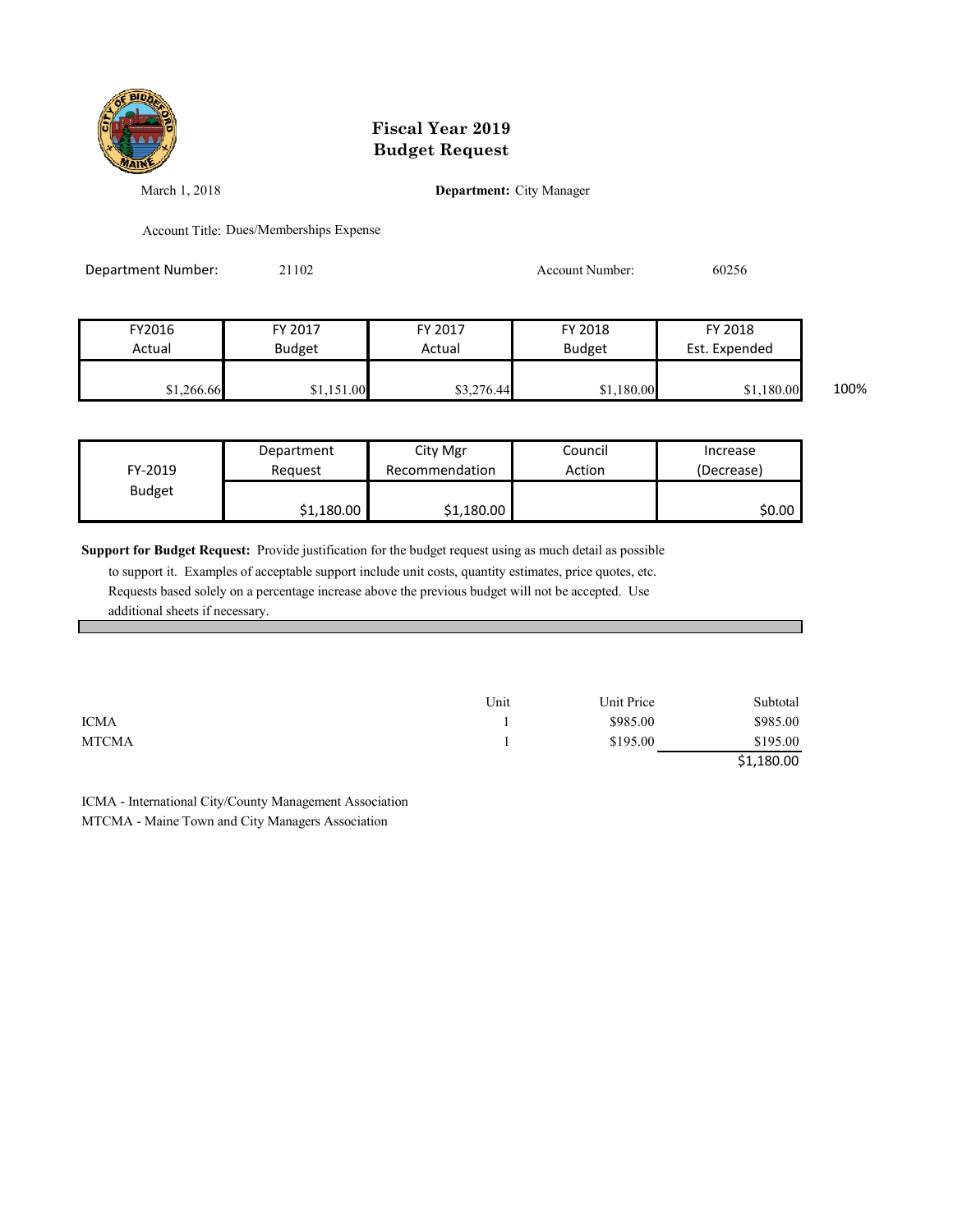# Fiscal Year 2019
# Budget Request

March 1, 2018

**Department:** City Manager

Account Title: Dues/Memberships Expense

Department Number: 21102

Account Number: 60256

| FY2016 Actual | FY 2017 Budget | FY 2017 Actual | FY 2018 Budget | FY 2018 Est. Expended | |
|---|---|---|---|---|---|
| $1,266.66 | $1,151.00 | $3,276.44 | $1,180.00 | $1,180.00 | 100% |

| FY-2019 Budget | Department Request | City Mgr Recommendation | Council Action | Increase (Decrease) |
|---|---|---|---|---|
| | $1,180.00 | $1,180.00 | | $0.00 |

**Support for Budget Request:** Provide justification for the budget request using as much detail as possible to support it. Examples of acceptable support include unit costs, quantity estimates, price quotes, etc. Requests based solely on a percentage increase above the previous budget will not be accepted. Use additional sheets if necessary.

| | Unit | Unit Price | Subtotal |
|---|---|---|---|
| ICMA | 1 | $985.00 | $985.00 |
| MTCMA | 1 | $195.00 | $195.00 |
| | | | $1,180.00 |

ICMA - International City/County Management Association

MTCMA - Maine Town and City Managers Association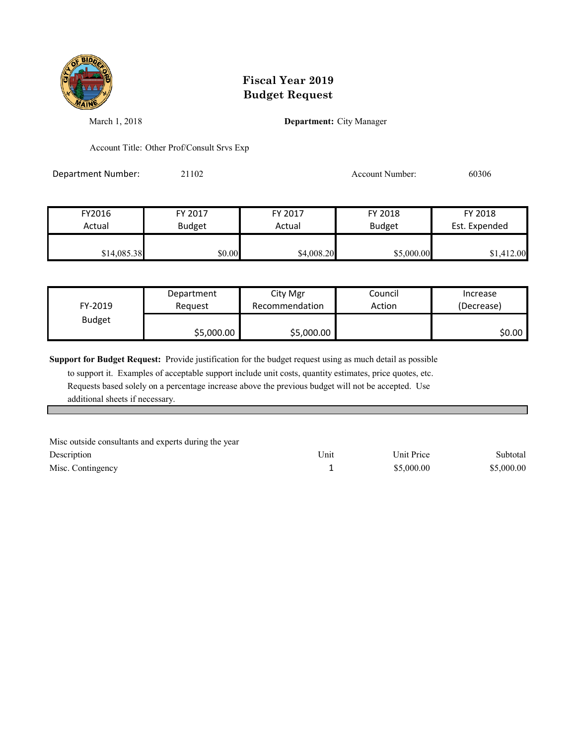# Fiscal Year 2019
# Budget Request

March 1, 2018

**Department:** City Manager

Account Title: Other Prof/Consult Srvs Exp

Department Number: 21102

Account Number: 60306

| FY2016 Actual | FY 2017 Budget | FY 2017 Actual | FY 2018 Budget | FY 2018 Est. Expended |
|---|---|---|---|---|
| $14,085.38 | $0.00 | $4,008.20 | $5,000.00 | $1,412.00 |

| FY-2019 Budget | Department Request | City Mgr Recommendation | Council Action | Increase (Decrease) |
|---|---|---|---|---|
| | $5,000.00 | $5,000.00 | | $0.00 |

**Support for Budget Request:** Provide justification for the budget request using as much detail as possible to support it. Examples of acceptable support include unit costs, quantity estimates, price quotes, etc. Requests based solely on a percentage increase above the previous budget will not be accepted. Use additional sheets if necessary.

Misc outside consultants and experts during the year

| Description | Unit | Unit Price | Subtotal |
|---|---|---|---|
| Misc. Contingency | 1 | $5,000.00 | $5,000.00 |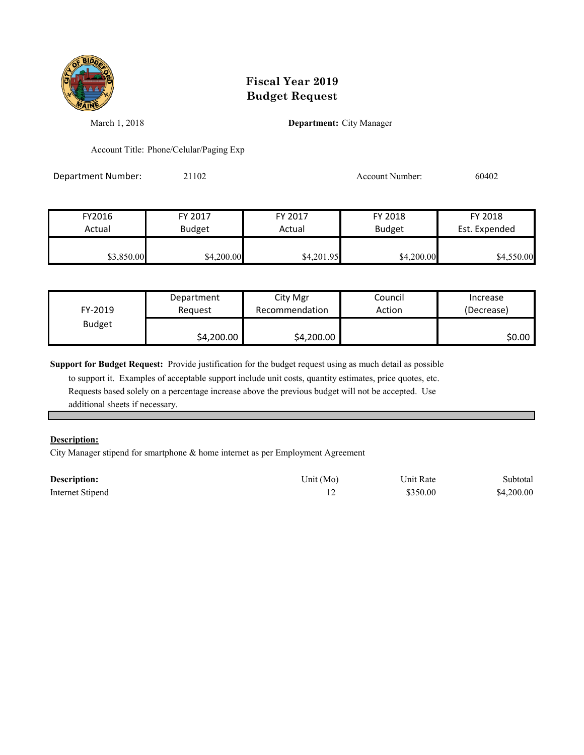# Fiscal Year 2019
# Budget Request

March 1, 2018

**Department:** City Manager

Account Title: Phone/Celular/Paging Exp

Department Number: 21102

Account Number: 60402

| FY2016 Actual | FY 2017 Budget | FY 2017 Actual | FY 2018 Budget | FY 2018 Est. Expended |
|---|---|---|---|---|
| $3,850.00 | $4,200.00 | $4,201.95 | $4,200.00 | $4,550.00 |

| FY-2019 Budget | Department Request | City Mgr Recommendation | Council Action | Increase (Decrease) |
|---|---|---|---|---|
| | $4,200.00 | $4,200.00 | | $0.00 |

**Support for Budget Request:** Provide justification for the budget request using as much detail as possible to support it. Examples of acceptable support include unit costs, quantity estimates, price quotes, etc. Requests based solely on a percentage increase above the previous budget will not be accepted. Use additional sheets if necessary.

**Description:**

City Manager stipend for smartphone & home internet as per Employment Agreement

| Description: | Unit (Mo) | Unit Rate | Subtotal |
|---|---|---|---|
| Internet Stipend | 12 | $350.00 | $4,200.00 |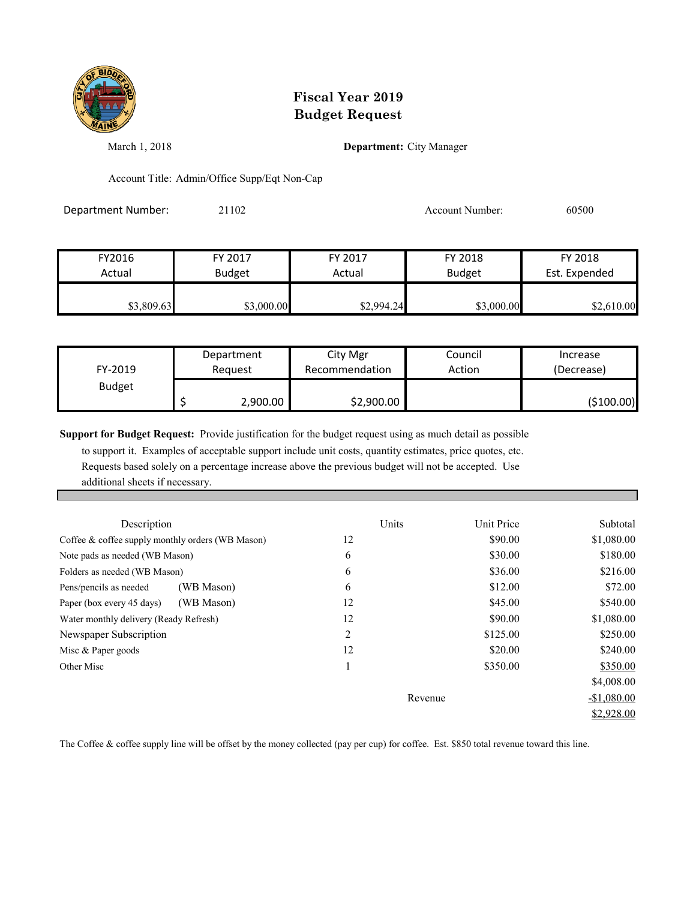# Fiscal Year 2019
# Budget Request

March 1, 2018

**Department:** City Manager

Account Title: Admin/Office Supp/Eqt Non-Cap

Department Number: 21102

Account Number: 60500

| FY2016 Actual | FY 2017 Budget | FY 2017 Actual | FY 2018 Budget | FY 2018 Est. Expended |
|---|---|---|---|---|
| $3,809.63 | $3,000.00 | $2,994.24 | $3,000.00 | $2,610.00 |

| FY-2019 Budget | Department Request | City Mgr Recommendation | Council Action | Increase (Decrease) |
|---|---|---|---|---|
| | $ 2,900.00 | $2,900.00 | | ($100.00) |

**Support for Budget Request:** Provide justification for the budget request using as much detail as possible to support it. Examples of acceptable support include unit costs, quantity estimates, price quotes, etc. Requests based solely on a percentage increase above the previous budget will not be accepted. Use additional sheets if necessary.

| Description | Units | Unit Price | Subtotal |
|---|---|---|---|
| Coffee & coffee supply monthly orders (WB Mason) | 12 | $90.00 | $1,080.00 |
| Note pads as needed (WB Mason) | 6 | $30.00 | $180.00 |
| Folders as needed (WB Mason) | 6 | $36.00 | $216.00 |
| Pens/pencils as needed (WB Mason) | 6 | $12.00 | $72.00 |
| Paper (box every 45 days) (WB Mason) | 12 | $45.00 | $540.00 |
| Water monthly delivery (Ready Refresh) | 12 | $90.00 | $1,080.00 |
| Newspaper Subscription | 2 | $125.00 | $250.00 |
| Misc & Paper goods | 12 | $20.00 | $240.00 |
| Other Misc | 1 | $350.00 | $350.00 |
| | | | $4,008.00 |
| | | Revenue | -$1,080.00 |
| | | | $2,928.00 |

The Coffee & coffee supply line will be offset by the money collected (pay per cup) for coffee. Est. $850 total revenue toward this line.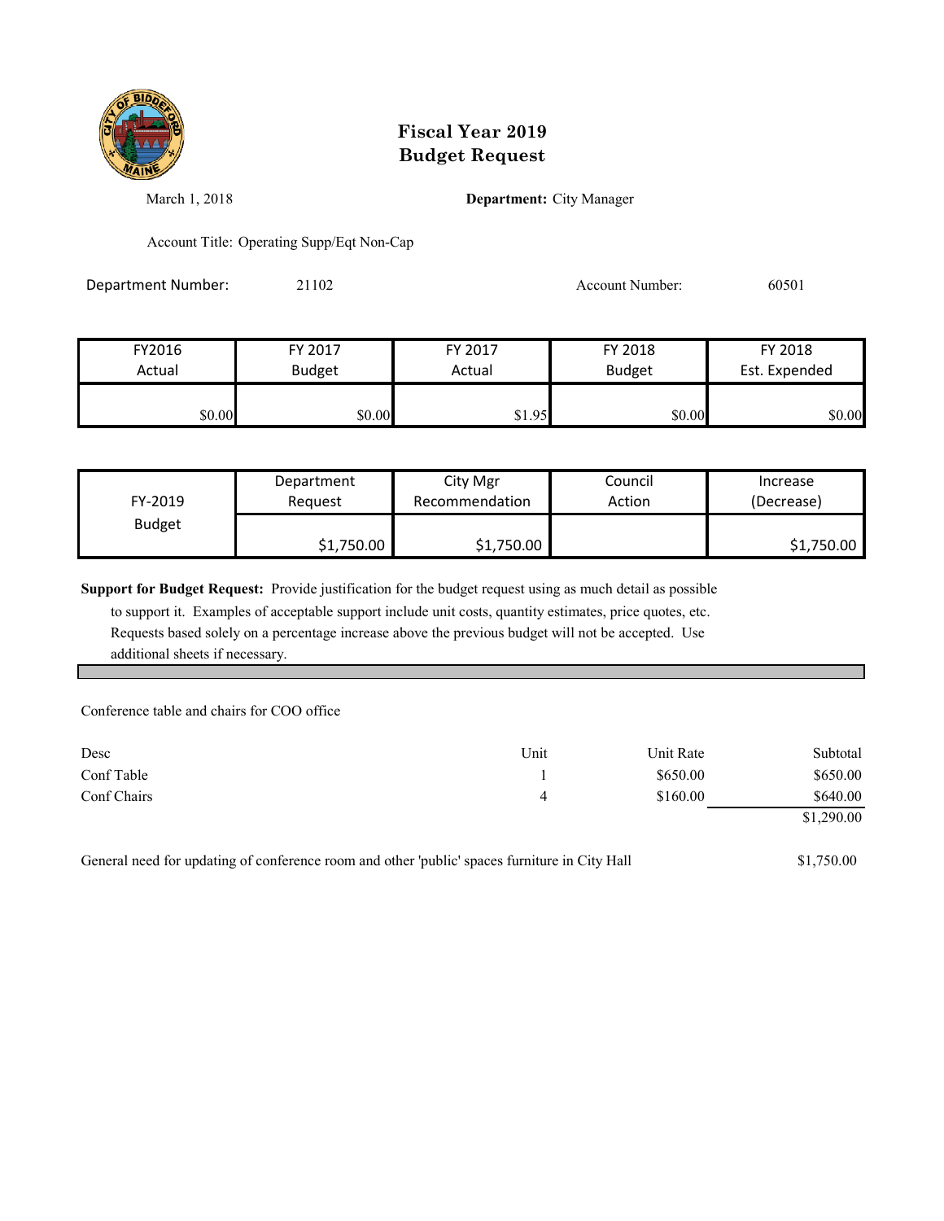# Fiscal Year 2019
# Budget Request

March 1, 2018

**Department:** City Manager

Account Title: Operating Supp/Eqt Non-Cap

Department Number: 21102

Account Number: 60501

| FY2016 Actual | FY 2017 Budget | FY 2017 Actual | FY 2018 Budget | FY 2018 Est. Expended |
|---|---|---|---|---|
| $0.00 | $0.00 | $1.95 | $0.00 | $0.00 |

| FY-2019 Budget | Department Request | City Mgr Recommendation | Council Action | Increase (Decrease) |
|---|---|---|---|---|
| | $1,750.00 | $1,750.00 | | $1,750.00 |

**Support for Budget Request:** Provide justification for the budget request using as much detail as possible to support it. Examples of acceptable support include unit costs, quantity estimates, price quotes, etc. Requests based solely on a percentage increase above the previous budget will not be accepted. Use additional sheets if necessary.

Conference table and chairs for COO office

| Desc | Unit | Unit Rate | Subtotal |
|---|---|---|---|
| Conf Table | 1 | $650.00 | $650.00 |
| Conf Chairs | 4 | $160.00 | $640.00 |
| | | | $1,290.00 |

General need for updating of conference room and other 'public' spaces furniture in City Hall $1,750.00